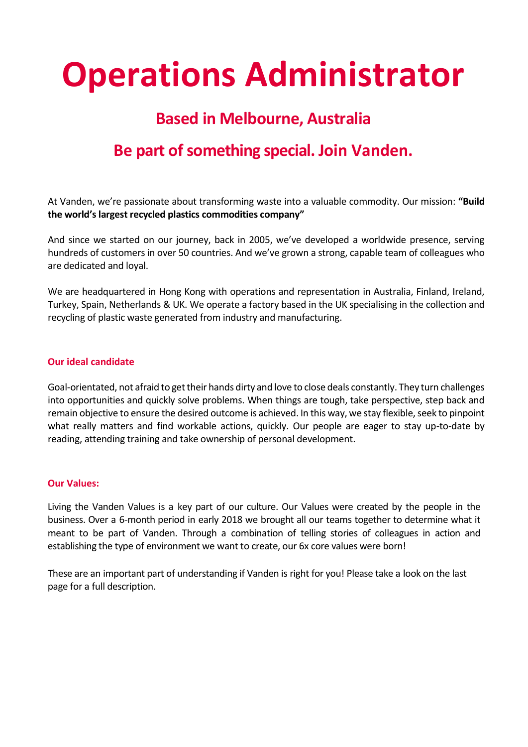# Operations Administrator

## Based in Melbourne, Australia

## Be part of something special. Join Vanden.

At Vanden, we're passionate about transforming waste into a valuable commodity. Our mission: **"Build the world's largest recycled plastics commodities company"**

And since we started on our journey, back in 2005, we've developed a worldwide presence, serving hundreds of customers in over 50 countries. And we've grown a strong, capable team of colleagues who are dedicated and loyal.

We are headquartered in Hong Kong with operations and representation in Australia, Finland, Ireland, Turkey, Spain, Netherlands & UK. We operate a factory based in the UK specialising in the collection and recycling of plastic waste generated from industry and manufacturing.

### Our ideal candidate

Goal-orientated, not afraid to get their hands dirty and love to close deals constantly. They turn challenges into opportunities and quickly solve problems. When things are tough, take perspective, step back and remain objective to ensure the desired outcome is achieved. In this way, we stay flexible, seek to pinpoint what really matters and find workable actions, quickly. Our people are eager to stay up-to-date by reading, attending training and take ownership of personal development.

### Our Values:

Living the Vanden Values is a key part of our culture. Our Values were created by the people in the business. Over a 6-month period in early 2018 we brought all our teams together to determine what it meant to be part of Vanden. Through a combination of telling stories of colleagues in action and establishing the type of environment we want to create, our 6x core values were born!

These are an important part of understanding if Vanden is right for you! Please take a look on the last page for a full description.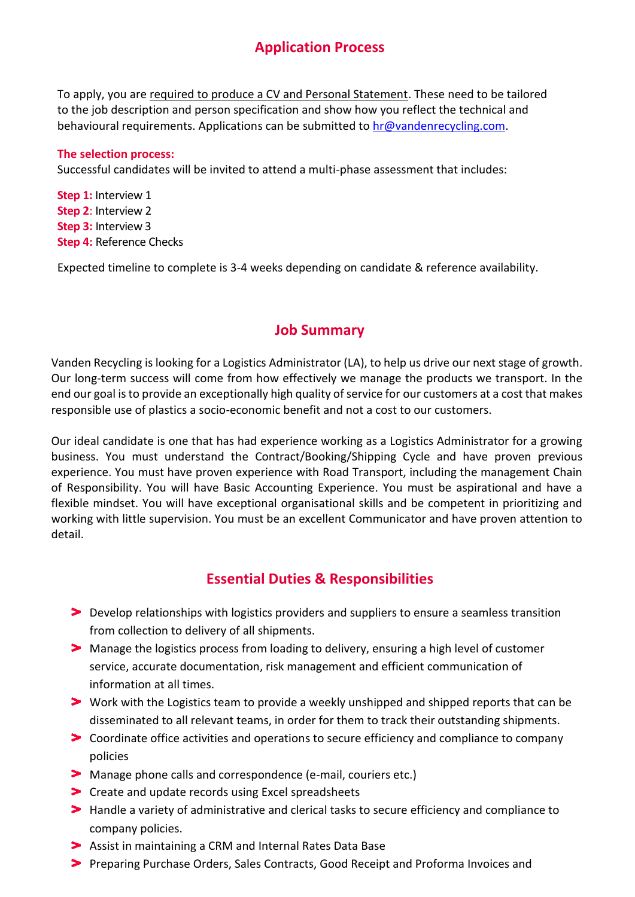## Application Process

To apply, you are <u>required to produce a CV and Personal Statement</u>. These need to be tailored to the job description and person specification and show how you reflect the technical and behavioural requirements. Applications can be submitted to [hr@vandenrecycling.com](mailto:hr@vandenrecycling.com).

**The selection process:**

Successful candidates will be invited to attend a multi-phase assessment that includes:

**Step 1:** Interview 1
**Step 2**: Interview 2
**Step 3:** Interview 3
**Step 4:** Reference Checks

Expected timeline to complete is 3-4 weeks depending on candidate & reference availability.

## Job Summary

Vanden Recycling is looking for a Logistics Administrator (LA), to help us drive our next stage of growth. Our long-term success will come from how effectively we manage the products we transport. In the end our goal is to provide an exceptionally high quality of service for our customers at a cost that makes responsible use of plastics a socio-economic benefit and not a cost to our customers.

Our ideal candidate is one that has had experience working as a Logistics Administrator for a growing business. You must understand the Contract/Booking/Shipping Cycle and have proven previous experience. You must have proven experience with Road Transport, including the management Chain of Responsibility. You will have Basic Accounting Experience. You must be aspirational and have a flexible mindset. You will have exceptional organisational skills and be competent in prioritizing and working with little supervision. You must be an excellent Communicator and have proven attention to detail.

## Essential Duties & Responsibilities

- Develop relationships with logistics providers and suppliers to ensure a seamless transition from collection to delivery of all shipments.
- Manage the logistics process from loading to delivery, ensuring a high level of customer service, accurate documentation, risk management and efficient communication of information at all times.
- Work with the Logistics team to provide a weekly unshipped and shipped reports that can be disseminated to all relevant teams, in order for them to track their outstanding shipments.
- Coordinate office activities and operations to secure efficiency and compliance to company policies
- Manage phone calls and correspondence (e-mail, couriers etc.)
- Create and update records using Excel spreadsheets
- Handle a variety of administrative and clerical tasks to secure efficiency and compliance to company policies.
- Assist in maintaining a CRM and Internal Rates Data Base
- Preparing Purchase Orders, Sales Contracts, Good Receipt and Proforma Invoices and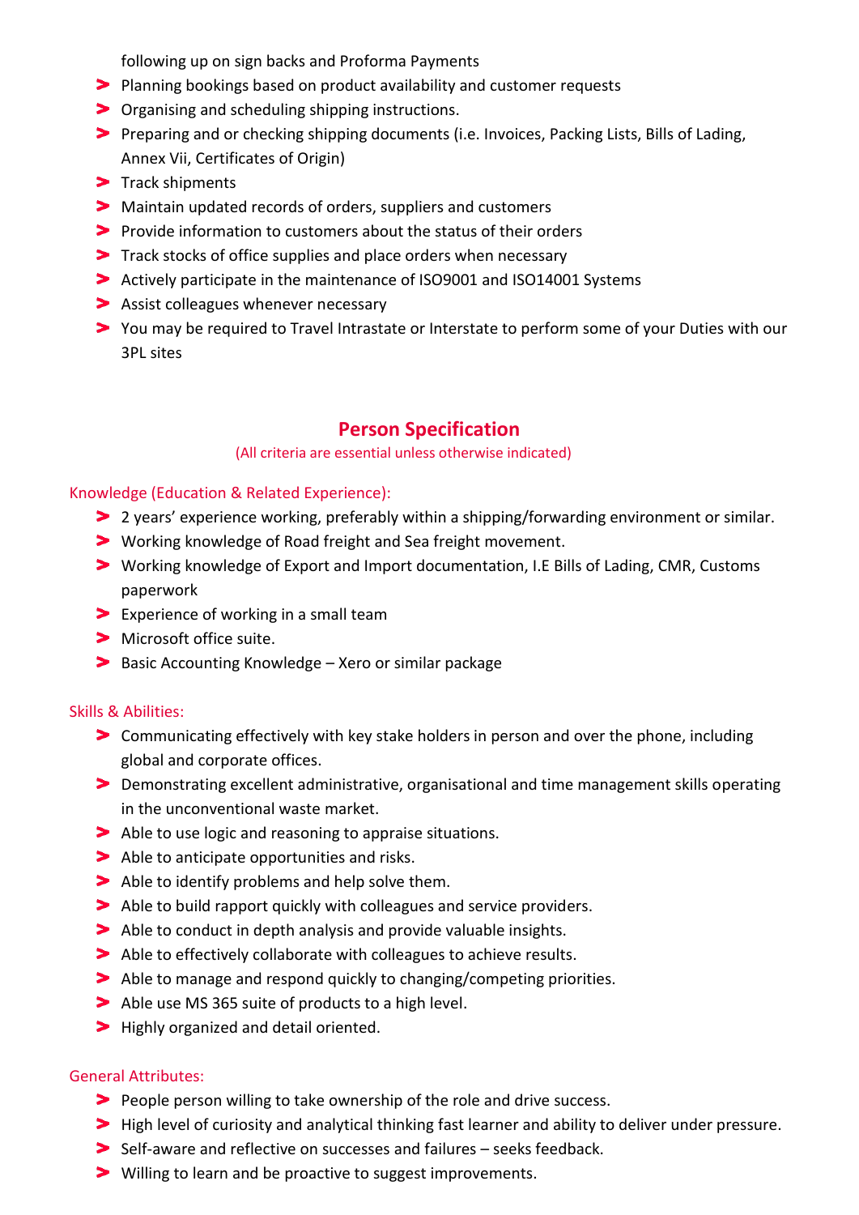following up on sign backs and Proforma Payments

- Planning bookings based on product availability and customer requests
- Organising and scheduling shipping instructions.
- Preparing and or checking shipping documents (i.e. Invoices, Packing Lists, Bills of Lading, Annex Vii, Certificates of Origin)
- Track shipments
- Maintain updated records of orders, suppliers and customers
- Provide information to customers about the status of their orders
- Track stocks of office supplies and place orders when necessary
- Actively participate in the maintenance of ISO9001 and ISO14001 Systems
- Assist colleagues whenever necessary
- You may be required to Travel Intrastate or Interstate to perform some of your Duties with our 3PL sites

## Person Specification

(All criteria are essential unless otherwise indicated)

### Knowledge (Education & Related Experience):

- 2 years' experience working, preferably within a shipping/forwarding environment or similar.
- Working knowledge of Road freight and Sea freight movement.
- Working knowledge of Export and Import documentation, I.E Bills of Lading, CMR, Customs paperwork
- Experience of working in a small team
- Microsoft office suite.
- Basic Accounting Knowledge – Xero or similar package

### Skills & Abilities:

- Communicating effectively with key stake holders in person and over the phone, including global and corporate offices.
- Demonstrating excellent administrative, organisational and time management skills operating in the unconventional waste market.
- Able to use logic and reasoning to appraise situations.
- Able to anticipate opportunities and risks.
- Able to identify problems and help solve them.
- Able to build rapport quickly with colleagues and service providers.
- Able to conduct in depth analysis and provide valuable insights.
- Able to effectively collaborate with colleagues to achieve results.
- Able to manage and respond quickly to changing/competing priorities.
- Able use MS 365 suite of products to a high level.
- Highly organized and detail oriented.

### General Attributes:

- People person willing to take ownership of the role and drive success.
- High level of curiosity and analytical thinking fast learner and ability to deliver under pressure.
- Self-aware and reflective on successes and failures – seeks feedback.
- Willing to learn and be proactive to suggest improvements.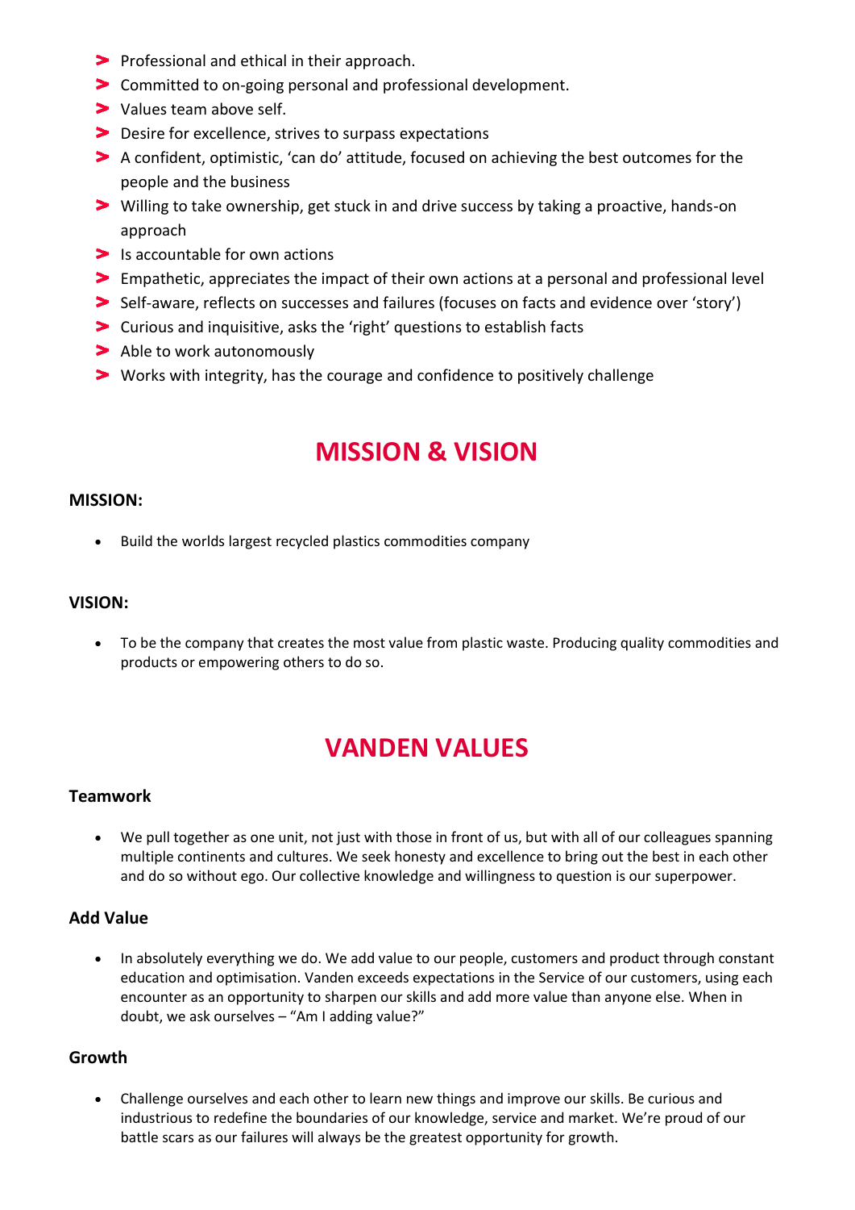- Professional and ethical in their approach.
- Committed to on-going personal and professional development.
- Values team above self.
- Desire for excellence, strives to surpass expectations
- A confident, optimistic, 'can do' attitude, focused on achieving the best outcomes for the people and the business
- Willing to take ownership, get stuck in and drive success by taking a proactive, hands-on approach
- Is accountable for own actions
- Empathetic, appreciates the impact of their own actions at a personal and professional level
- Self-aware, reflects on successes and failures (focuses on facts and evidence over 'story')
- Curious and inquisitive, asks the 'right' questions to establish facts
- Able to work autonomously
- Works with integrity, has the courage and confidence to positively challenge

# MISSION & VISION

**MISSION:**

- Build the worlds largest recycled plastics commodities company

**VISION:**

- To be the company that creates the most value from plastic waste. Producing quality commodities and products or empowering others to do so.

# VANDEN VALUES

### Teamwork

- We pull together as one unit, not just with those in front of us, but with all of our colleagues spanning multiple continents and cultures. We seek honesty and excellence to bring out the best in each other and do so without ego. Our collective knowledge and willingness to question is our superpower.

### Add Value

- In absolutely everything we do. We add value to our people, customers and product through constant education and optimisation. Vanden exceeds expectations in the Service of our customers, using each encounter as an opportunity to sharpen our skills and add more value than anyone else. When in doubt, we ask ourselves – "Am I adding value?"

### Growth

- Challenge ourselves and each other to learn new things and improve our skills. Be curious and industrious to redefine the boundaries of our knowledge, service and market. We're proud of our battle scars as our failures will always be the greatest opportunity for growth.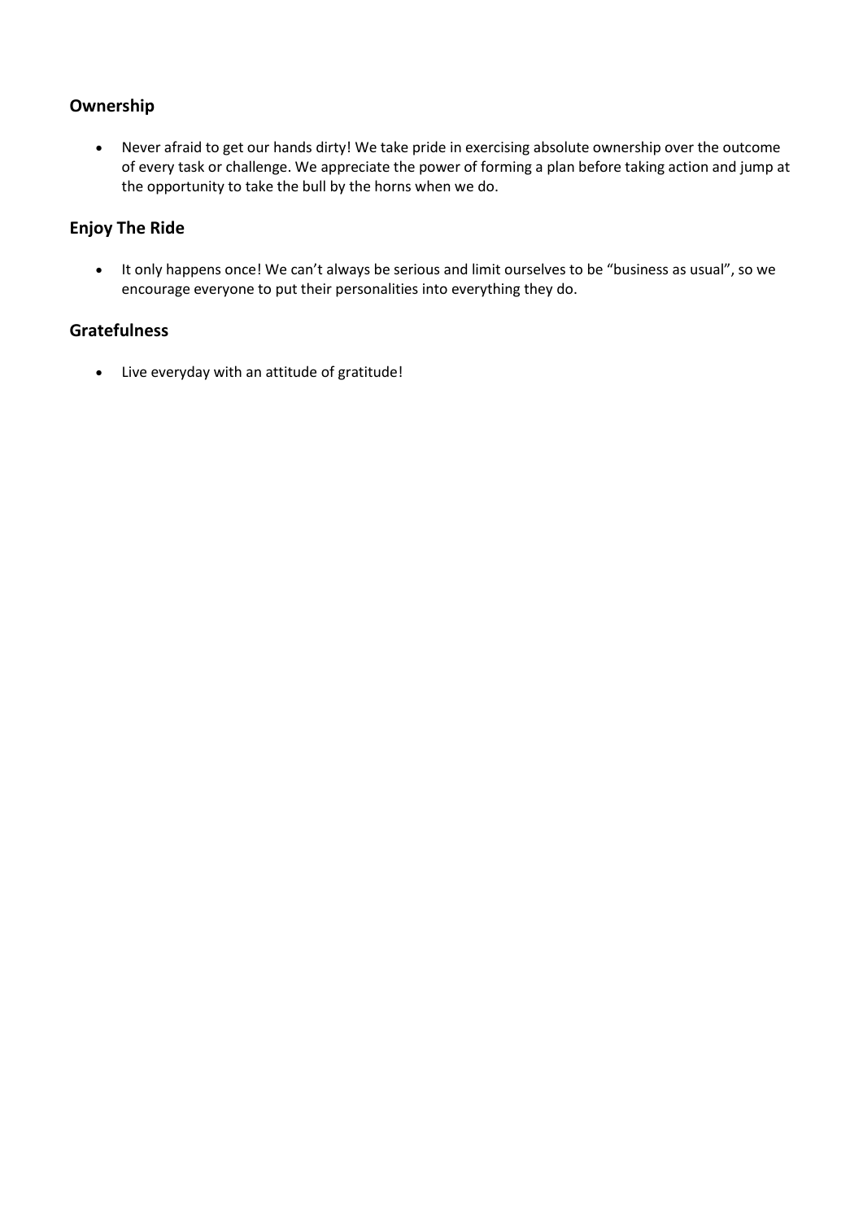## Ownership

- Never afraid to get our hands dirty! We take pride in exercising absolute ownership over the outcome of every task or challenge. We appreciate the power of forming a plan before taking action and jump at the opportunity to take the bull by the horns when we do.

## Enjoy The Ride

- It only happens once! We can't always be serious and limit ourselves to be "business as usual", so we encourage everyone to put their personalities into everything they do.

## Gratefulness

- Live everyday with an attitude of gratitude!